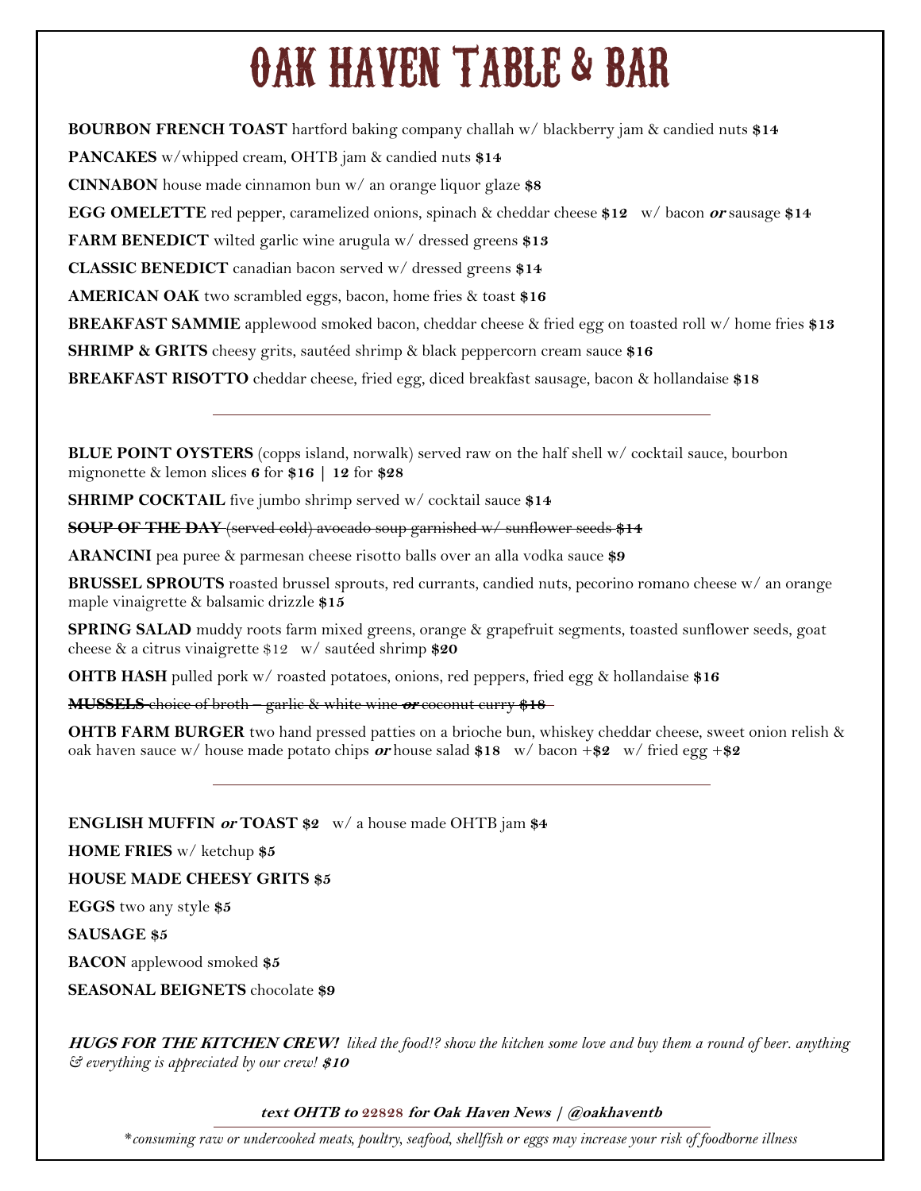# OAK HAVEN TABLE & BAR

**BOURBON FRENCH TOAST** hartford baking company challah w/ blackberry jam & candied nuts **$14**

**PANCAKES** w/whipped cream, OHTB jam & candied nuts **$14**

**CINNABON** house made cinnamon bun w/ an orange liquor glaze **$8**

**EGG OMELETTE** red pepper, caramelized onions, spinach & cheddar cheese **$12** w/ bacon ***or*** sausage **$14**

**FARM BENEDICT** wilted garlic wine arugula w/ dressed greens **$13**

**CLASSIC BENEDICT** canadian bacon served w/ dressed greens **$14**

**AMERICAN OAK** two scrambled eggs, bacon, home fries & toast **$16**

**BREAKFAST SAMMIE** applewood smoked bacon, cheddar cheese & fried egg on toasted roll w/ home fries **$13**

**SHRIMP & GRITS** cheesy grits, sautéed shrimp & black peppercorn cream sauce **$16**

**BREAKFAST RISOTTO** cheddar cheese, fried egg, diced breakfast sausage, bacon & hollandaise **$18**

---

**BLUE POINT OYSTERS** (copps island, norwalk) served raw on the half shell w/ cocktail sauce, bourbon mignonette & lemon slices **6** for **$16 | 12** for **$28**

**SHRIMP COCKTAIL** five jumbo shrimp served w/ cocktail sauce **$14**

~~**SOUP OF THE DAY** (served cold) avocado soup garnished w/ sunflower seeds **$14**~~

**ARANCINI** pea puree & parmesan cheese risotto balls over an alla vodka sauce **$9**

**BRUSSEL SPROUTS** roasted brussel sprouts, red currants, candied nuts, pecorino romano cheese w/ an orange maple vinaigrette & balsamic drizzle **$15**

**SPRING SALAD** muddy roots farm mixed greens, orange & grapefruit segments, toasted sunflower seeds, goat cheese & a citrus vinaigrette $12 w/ sautéed shrimp **$20**

**OHTB HASH** pulled pork w/ roasted potatoes, onions, red peppers, fried egg & hollandaise **$16**

~~**MUSSELS** choice of broth – garlic & white wine ***or*** coconut curry **$18**~~

**OHTB FARM BURGER** two hand pressed patties on a brioche bun, whiskey cheddar cheese, sweet onion relish & oak haven sauce w/ house made potato chips ***or*** house salad **$18** w/ bacon +**$2** w/ fried egg +**$2**

---

**ENGLISH MUFFIN *or* TOAST $2** w/ a house made OHTB jam **$4**

**HOME FRIES** w/ ketchup **$5**

**HOUSE MADE CHEESY GRITS $5**

**EGGS** two any style **$5**

**SAUSAGE $5**

**BACON** applewood smoked **$5**

**SEASONAL BEIGNETS** chocolate **$9**

***HUGS FOR THE KITCHEN CREW!*** *liked the food!? show the kitchen some love and buy them a round of beer. anything & everything is appreciated by our crew!* ***$10***

***text OHTB to 22828 for Oak Haven News | @oakhaventb***

*\*consuming raw or undercooked meats, poultry, seafood, shellfish or eggs may increase your risk of foodborne illness*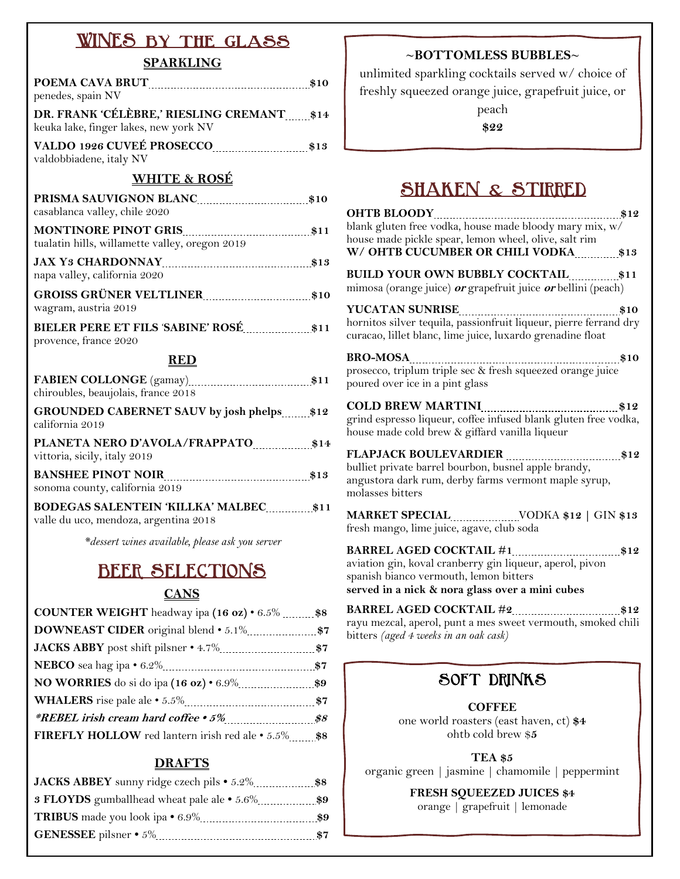# WINES BY THE GLASS

## SPARKLING

**POEMA CAVA BRUT** $10
penedes, spain NV

**DR. FRANK 'CÉLÈBRE,' RIESLING CREMANT** $14
keuka lake, finger lakes, new york NV

**VALDO 1926 CUVEÉ PROSECCO** $13
valdobbiadene, italy NV

## WHITE & ROSÉ

**PRISMA SAUVIGNON BLANC** $10
casablanca valley, chile 2020

**MONTINORE PINOT GRIS** $11
tualatin hills, willamette valley, oregon 2019

**JAX Y3 CHARDONNAY** $13
napa valley, california 2020

**GROISS GRÜNER VELTLINER** $10
wagram, austria 2019

**BIELER PERE ET FILS 'SABINE' ROSÉ** $11
provence, france 2020

## RED

**FABIEN COLLONGE** (gamay) $11
chiroubles, beaujolais, france 2018

**GROUNDED CABERNET SAUV by josh phelps** $12
california 2019

**PLANETA NERO D'AVOLA/FRAPPATO** $14
vittoria, sicily, italy 2019

**BANSHEE PINOT NOIR** $13
sonoma county, california 2019

**BODEGAS SALENTEIN 'KILLKA' MALBEC** $11
valle du uco, mendoza, argentina 2018

*\*dessert wines available, please ask you server*

# BEER SELECTIONS

## CANS

**COUNTER WEIGHT** headway ipa **(16 oz)** • 6.5% $8

**DOWNEAST CIDER** original blend • 5.1% $7

**JACKS ABBY** post shift pilsner • 4.7% $7

**NEBCO** sea hag ipa • 6.2% $7

**NO WORRIES** do si do ipa **(16 oz)** • 6.9% $9

**WHALERS** rise pale ale • 5.5% $7

***\*REBEL irish cream hard coffee • 5%*** *$8*

**FIREFLY HOLLOW** red lantern irish red ale • 5.5% $8

## DRAFTS

**JACKS ABBEY** sunny ridge czech pils • 5.2% $8

**3 FLOYDS** gumballhead wheat pale ale • 5.6% $9

**TRIBUS** made you look ipa • 6.9% $9

**GENESSEE** pilsner • 5% $7

## ~BOTTOMLESS BUBBLES~

unlimited sparkling cocktails served w/ choice of freshly squeezed orange juice, grapefruit juice, or peach

**$22**

# SHAKEN & STIRRED

**OHTB BLOODY** $12
blank gluten free vodka, house made bloody mary mix, w/ house made pickle spear, lemon wheel, olive, salt rim
**W/ OHTB CUCUMBER OR CHILI VODKA** $13

**BUILD YOUR OWN BUBBLY COCKTAIL** $11
mimosa (orange juice) ***or*** grapefruit juice ***or*** bellini (peach)

**YUCATAN SUNRISE** $10
hornitos silver tequila, passionfruit liqueur, pierre ferrand dry curacao, lillet blanc, lime juice, luxardo grenadine float

**BRO-MOSA** $10
prosecco, triplum triple sec & fresh squeezed orange juice poured over ice in a pint glass

**COLD BREW MARTINI** $12
grind espresso liqueur, coffee infused blank gluten free vodka, house made cold brew & giffard vanilla liqueur

**FLAPJACK BOULEVARDIER** $12
bulliet private barrel bourbon, busnel apple brandy, angustora dark rum, derby farms vermont maple syrup, molasses bitters

**MARKET SPECIAL** VODKA **$12** | GIN **$13**
fresh mango, lime juice, agave, club soda

**BARREL AGED COCKTAIL #1** $12
aviation gin, koval cranberry gin liqueur, aperol, pivon spanish bianco vermouth, lemon bitters
**served in a nick & nora glass over a mini cubes**

**BARREL AGED COCKTAIL #2** $12
rayu mezcal, aperol, punt a mes sweet vermouth, smoked chili bitters *(aged 4 weeks in an oak cask)*

# SOFT DRINKS

**COFFEE**
one world roasters (east haven, ct) **$4**
ohtb cold brew $**5**

**TEA $5**
organic green | jasmine | chamomile | peppermint

**FRESH SQUEEZED JUICES $4**
orange | grapefruit | lemonade